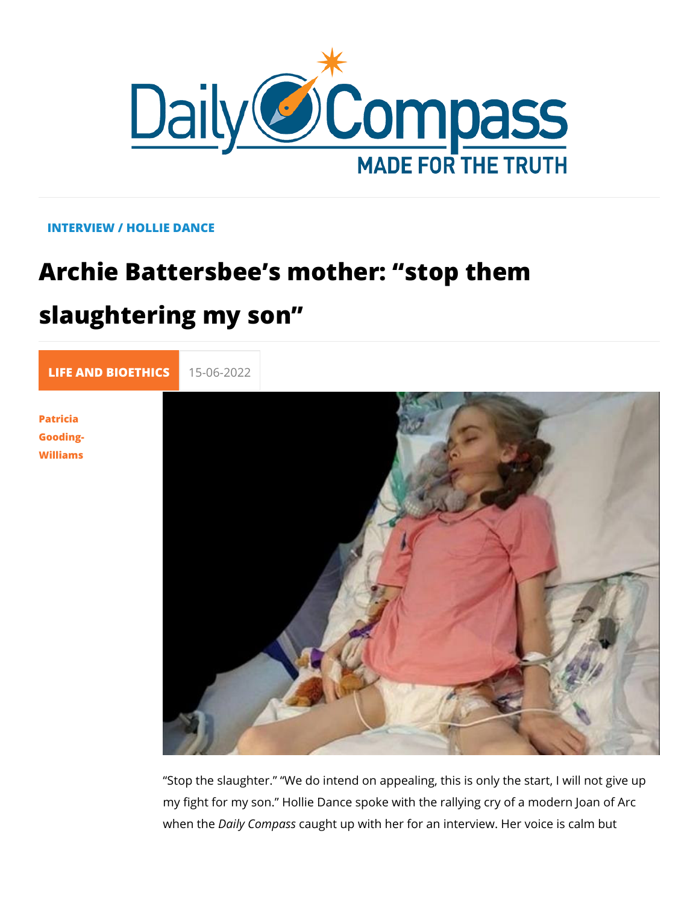INTERVIEW / HOLLIE DANCE

# Archie Battersbee's mother: "stop them slaughtering my son"

LIFE AND BIOETHICS 15-06-2022

Patricia Gooding-Williams

"Stop the slaughter." "We do intend on appealing, this is only the start, I will not give up my fight for my son." Hollie Dance spoke with the rallying cry of a modern Joan of Arc when the *Daily Compass* caught up with her for an interview. Her voice is calm but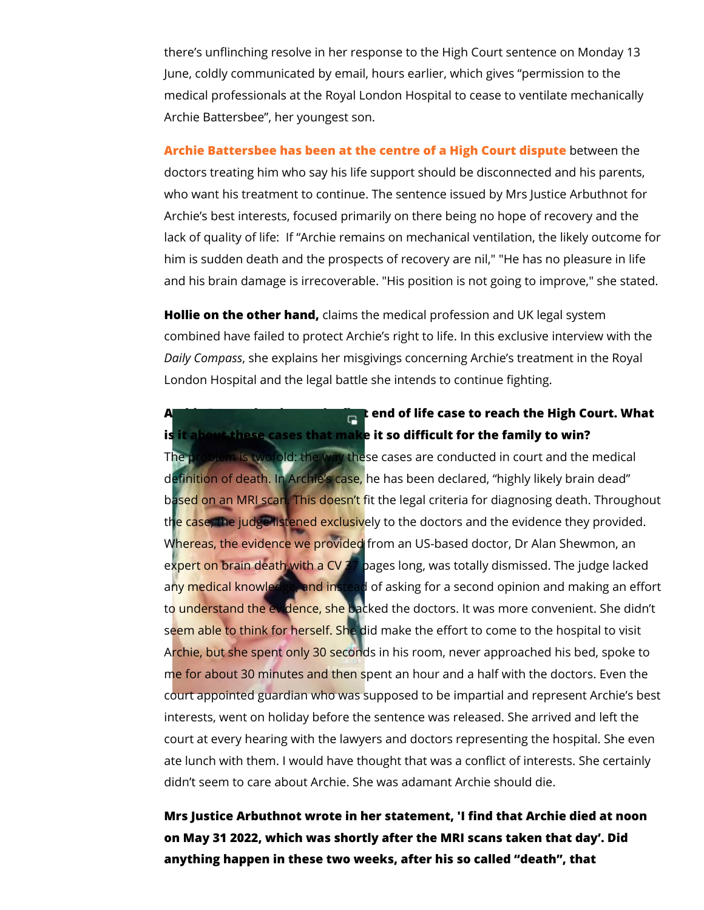there's unflinching resolve in her response to the High Court sentence on Monday 13 June, coldly communicated by email, hours earlier, which gives "permission to the medical professionals at the Royal London Hospital to cease to ventilate mechanically Archie Battersbee", her youngest son.

**Archie Battersbee has been at the centre of a High Court dispute** between the doctors treating him who say his life support should be disconnected and his parents, who want his treatment to continue. The sentence issued by Mrs Justice Arbuthnot for Archie's best interests, focused primarily on there being no hope of recovery and the lack of quality of life: If "Archie remains on mechanical ventilation, the likely outcome for him is sudden death and the prospects of recovery are nil," "He has no pleasure in life and his brain damage is irrecoverable. "His position is not going to improve," she stated.

**Hollie on the other hand,** claims the medical profession and UK legal system combined have failed to protect Archie's right to life. In this exclusive interview with the *Daily Compass*, she explains her misgivings concerning Archie's treatment in the Royal London Hospital and the legal battle she intends to continue fighting.

**Archie Battersbee isn't the first end of life case to reach the High Court. What is it about these cases that make it so difficult for the family to win?**

The problem is twofold: the way these cases are conducted in court and the medical definition of death. In Archie's case, he has been declared, "highly likely brain dead" based on an MRI scan. This doesn't fit the legal criteria for diagnosing death. Throughout the case, the judge listened exclusively to the doctors and the evidence they provided. Whereas, the evidence we provided from an US-based doctor, Dr Alan Shewmon, an expert on brain death with a CV 37 pages long, was totally dismissed. The judge lacked any medical knowledge, and instead of asking for a second opinion and making an effort to understand the evidence, she backed the doctors. It was more convenient. She didn't seem able to think for herself. She did make the effort to come to the hospital to visit Archie, but she spent only 30 seconds in his room, never approached his bed, spoke to me for about 30 minutes and then spent an hour and a half with the doctors. Even the court appointed guardian who was supposed to be impartial and represent Archie's best interests, went on holiday before the sentence was released. She arrived and left the court at every hearing with the lawyers and doctors representing the hospital. She even ate lunch with them. I would have thought that was a conflict of interests. She certainly didn't seem to care about Archie. She was adamant Archie should die.

**Mrs Justice Arbuthnot wrote in her statement, 'I find that Archie died at noon on May 31 2022, which was shortly after the MRI scans taken that day'. Did anything happen in these two weeks, after his so called "death", that**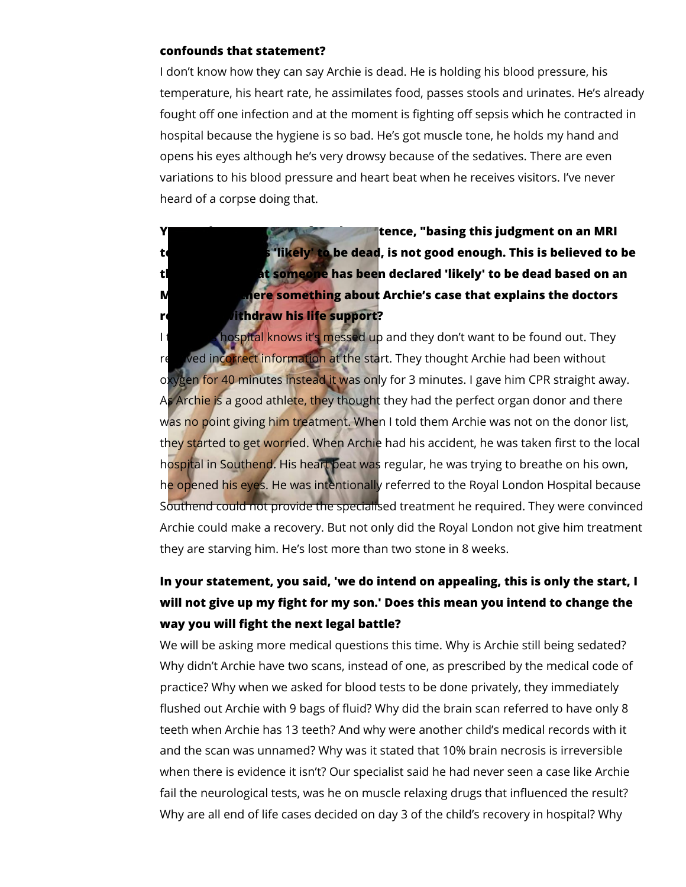**confounds that statement?**

I don't know how they can say Archie is dead. He is holding his blood pressure, his temperature, his heart rate, he assimilates food, passes stools and urinates. He's already fought off one infection and at the moment is fighting off sepsis which he contracted in hospital because the hygiene is so bad. He's got muscle tone, he holds my hand and opens his eyes although he's very drowsy because of the sedatives. There are even variations to his blood pressure and heart beat when he receives visitors. I've never heard of a corpse doing that.

**Y... tence, "basing this judgment on an MRI t... s 'likely' to be dead, is not good enough. This is believed to be t... at someone has been declared 'likely' to be dead based on an M... here something about Archie's case that explains the doctors r... withdraw his life support?**

I t... hospital knows it's messed up and they don't want to be found out. They received incorrect information at the start. They thought Archie had been without oxygen for 40 minutes instead it was only for 3 minutes. I gave him CPR straight away. As Archie is a good athlete, they thought they had the perfect organ donor and there was no point giving him treatment. When I told them Archie was not on the donor list, they started to get worried. When Archie had his accident, he was taken first to the local hospital in Southend. His heart beat was regular, he was trying to breathe on his own, he opened his eyes. He was intentionally referred to the Royal London Hospital because Southend could not provide the specialised treatment he required. They were convinced Archie could make a recovery. But not only did the Royal London not give him treatment they are starving him. He's lost more than two stone in 8 weeks.

**In your statement, you said, 'we do intend on appealing, this is only the start, I will not give up my fight for my son.' Does this mean you intend to change the way you will fight the next legal battle?**

We will be asking more medical questions this time. Why is Archie still being sedated? Why didn't Archie have two scans, instead of one, as prescribed by the medical code of practice? Why when we asked for blood tests to be done privately, they immediately flushed out Archie with 9 bags of fluid? Why did the brain scan referred to have only 8 teeth when Archie has 13 teeth? And why were another child's medical records with it and the scan was unnamed? Why was it stated that 10% brain necrosis is irreversible when there is evidence it isn't? Our specialist said he had never seen a case like Archie fail the neurological tests, was he on muscle relaxing drugs that influenced the result? Why are all end of life cases decided on day 3 of the child's recovery in hospital? Why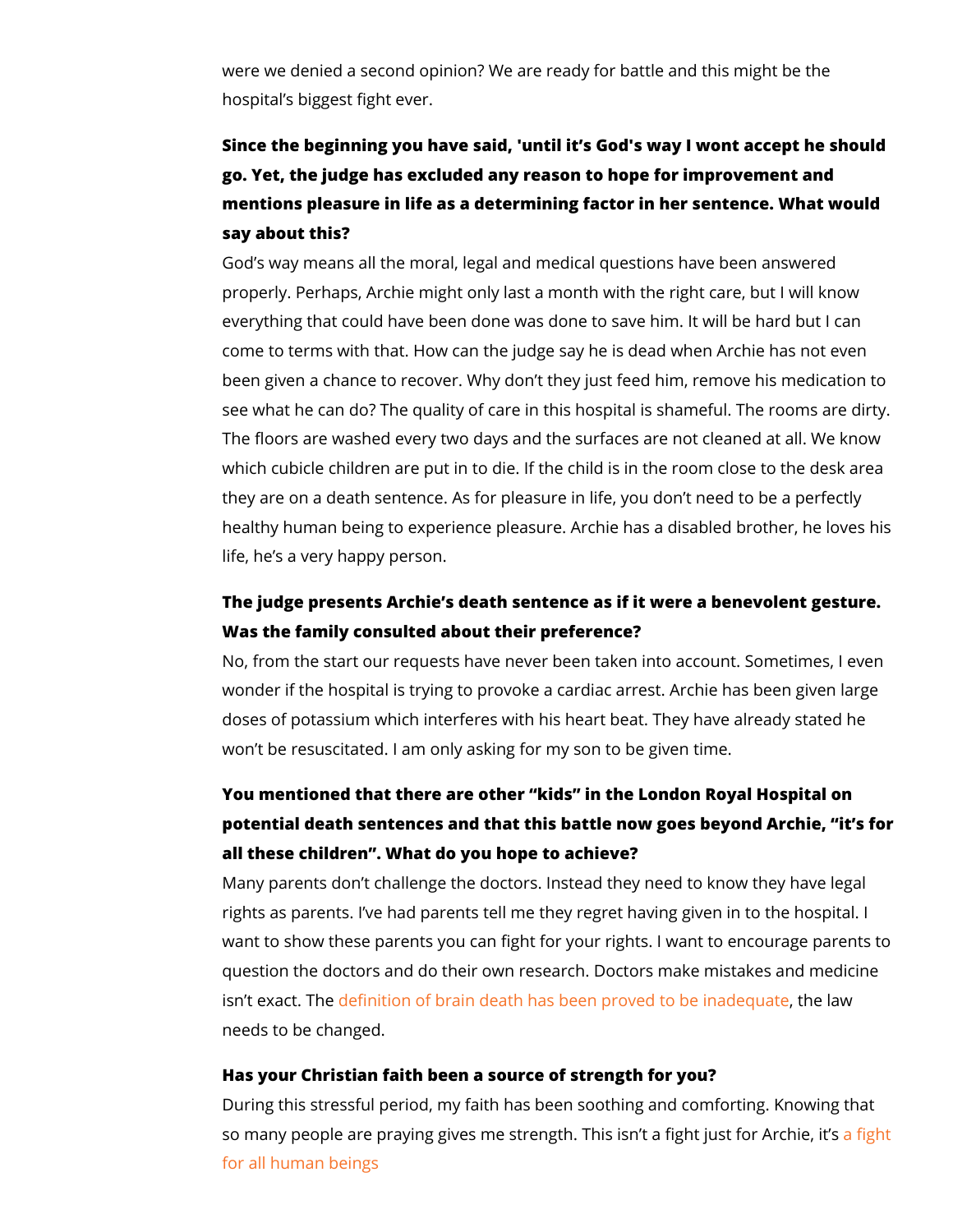were we denied a second opinion? We are ready for battle and this might be the hospital's biggest fight ever.

**Since the beginning you have said, 'until it's God's way I wont accept he should go. Yet, the judge has excluded any reason to hope for improvement and mentions pleasure in life as a determining factor in her sentence. What would say about this?**

God's way means all the moral, legal and medical questions have been answered properly. Perhaps, Archie might only last a month with the right care, but I will know everything that could have been done was done to save him. It will be hard but I can come to terms with that. How can the judge say he is dead when Archie has not even been given a chance to recover. Why don't they just feed him, remove his medication to see what he can do? The quality of care in this hospital is shameful. The rooms are dirty. The floors are washed every two days and the surfaces are not cleaned at all. We know which cubicle children are put in to die. If the child is in the room close to the desk area they are on a death sentence. As for pleasure in life, you don't need to be a perfectly healthy human being to experience pleasure. Archie has a disabled brother, he loves his life, he's a very happy person.

**The judge presents Archie's death sentence as if it were a benevolent gesture. Was the family consulted about their preference?**

No, from the start our requests have never been taken into account. Sometimes, I even wonder if the hospital is trying to provoke a cardiac arrest. Archie has been given large doses of potassium which interferes with his heart beat. They have already stated he won't be resuscitated. I am only asking for my son to be given time.

**You mentioned that there are other "kids" in the London Royal Hospital on potential death sentences and that this battle now goes beyond Archie, "it's for all these children". What do you hope to achieve?**

Many parents don't challenge the doctors. Instead they need to know they have legal rights as parents. I've had parents tell me they regret having given in to the hospital. I want to show these parents you can fight for your rights. I want to encourage parents to question the doctors and do their own research. Doctors make mistakes and medicine isn't exact. The definition of brain death has been proved to be inadequate, the law needs to be changed.

**Has your Christian faith been a source of strength for you?**

During this stressful period, my faith has been soothing and comforting. Knowing that so many people are praying gives me strength. This isn't a fight just for Archie, it's a fight for all human beings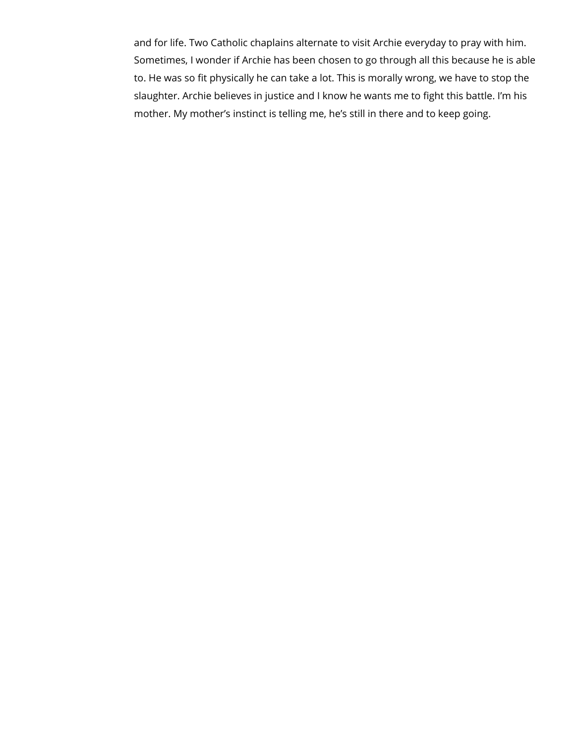and for life. Two Catholic chaplains alternate to visit Archie everyday to pray with him. Sometimes, I wonder if Archie has been chosen to go through all this because he is able to. He was so fit physically he can take a lot. This is morally wrong, we have to stop the slaughter. Archie believes in justice and I know he wants me to fight this battle. I'm his mother. My mother's instinct is telling me, he's still in there and to keep going.